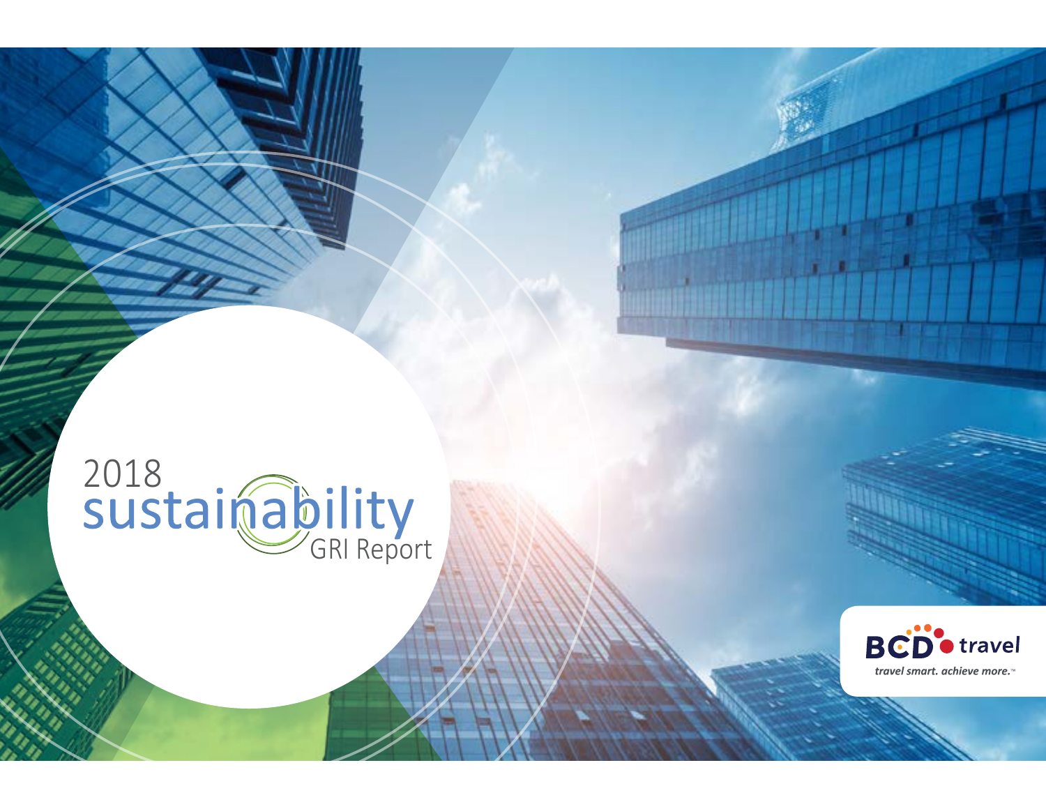# 2018 sustainability GRI Report

BCD travel

*travel smart. achieve more.™*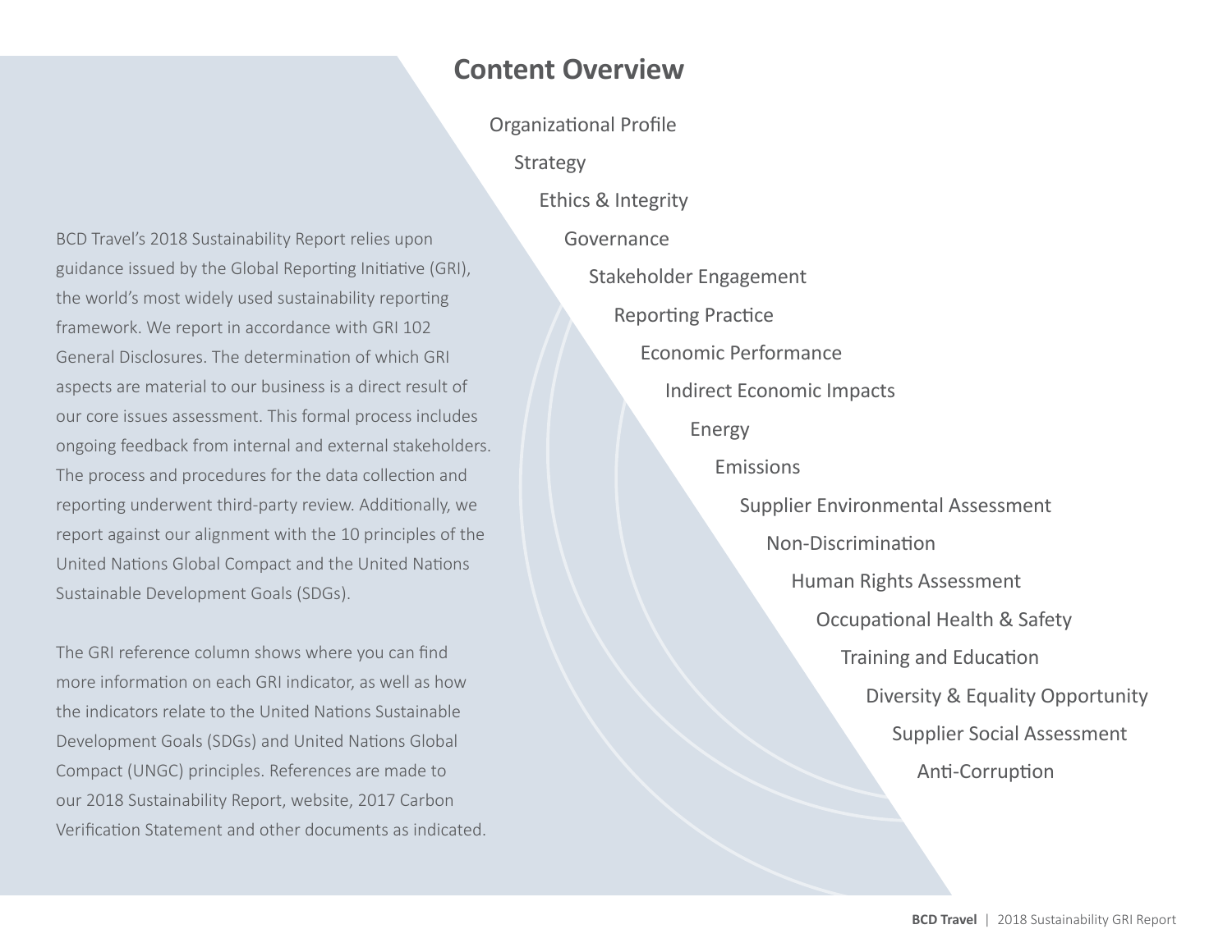## Content Overview

- Organizational Profile
- Strategy
- Ethics & Integrity
- Governance
- Stakeholder Engagement
- Reporting Practice
- Economic Performance
- Indirect Economic Impacts
- Energy
- Emissions
- Supplier Environmental Assessment
- Non-Discrimination
- Human Rights Assessment
- Occupational Health & Safety
- Training and Education
- Diversity & Equality Opportunity
- Supplier Social Assessment
- Anti-Corruption

BCD Travel's 2018 Sustainability Report relies upon guidance issued by the Global Reporting Initiative (GRI), the world's most widely used sustainability reporting framework. We report in accordance with GRI 102 General Disclosures. The determination of which GRI aspects are material to our business is a direct result of our core issues assessment. This formal process includes ongoing feedback from internal and external stakeholders. The process and procedures for the data collection and reporting underwent third-party review. Additionally, we report against our alignment with the 10 principles of the United Nations Global Compact and the United Nations Sustainable Development Goals (SDGs).

The GRI reference column shows where you can find more information on each GRI indicator, as well as how the indicators relate to the United Nations Sustainable Development Goals (SDGs) and United Nations Global Compact (UNGC) principles. References are made to our 2018 Sustainability Report, website, 2017 Carbon Verification Statement and other documents as indicated.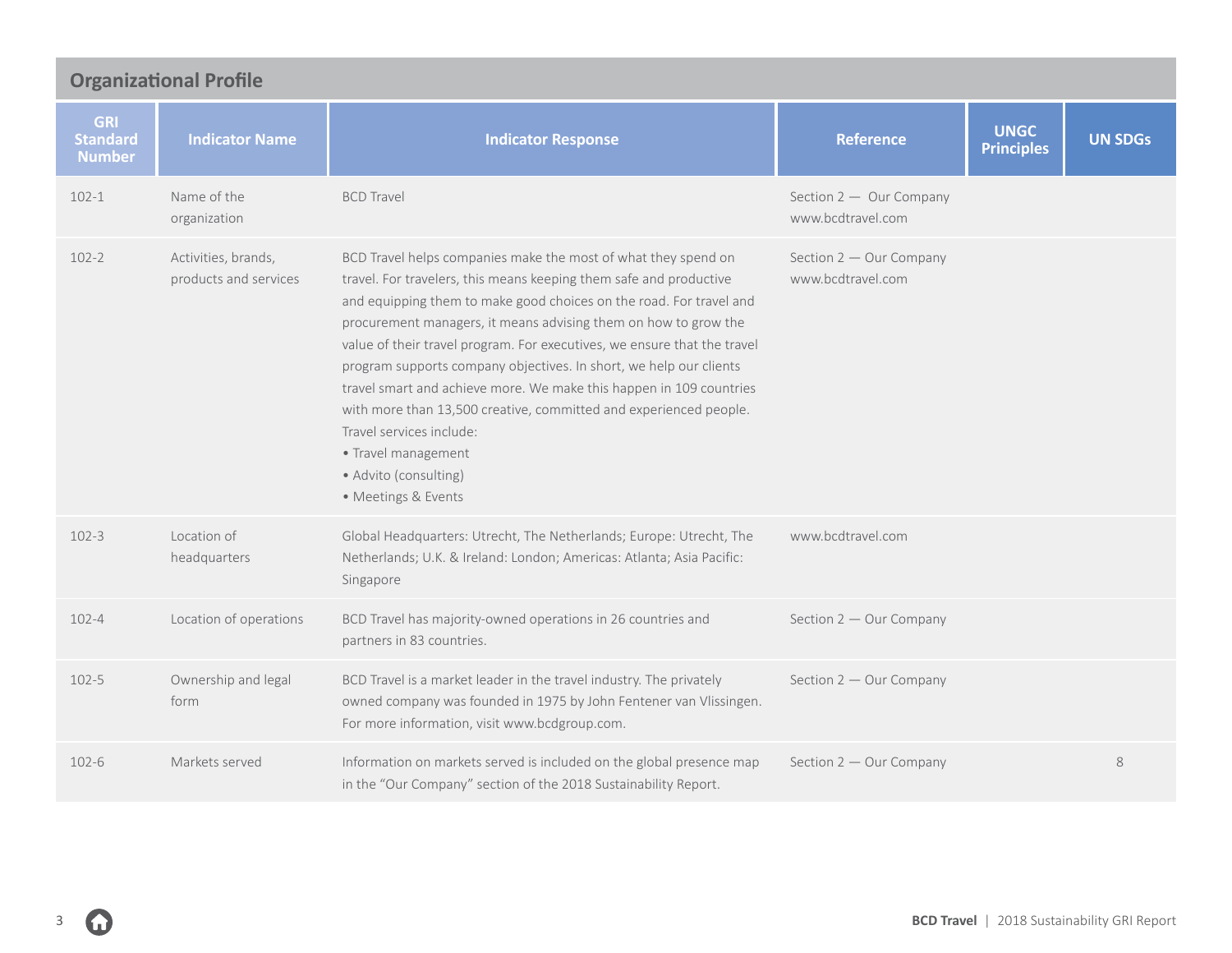## Organizational Profile

| GRI Standard Number | Indicator Name | Indicator Response | Reference | UNGC Principles | UN SDGs |
|---|---|---|---|---|---|
| 102-1 | Name of the organization | BCD Travel | Section 2 — Our Company<br>www.bcdtravel.com | | |
| 102-2 | Activities, brands, products and services | BCD Travel helps companies make the most of what they spend on travel. For travelers, this means keeping them safe and productive and equipping them to make good choices on the road. For travel and procurement managers, it means advising them on how to grow the value of their travel program. For executives, we ensure that the travel program supports company objectives. In short, we help our clients travel smart and achieve more. We make this happen in 109 countries with more than 13,500 creative, committed and experienced people.<br>Travel services include:<br>• Travel management<br>• Advito (consulting)<br>• Meetings & Events | Section 2 — Our Company<br>www.bcdtravel.com | | |
| 102-3 | Location of headquarters | Global Headquarters: Utrecht, The Netherlands; Europe: Utrecht, The Netherlands; U.K. & Ireland: London; Americas: Atlanta; Asia Pacific: Singapore | www.bcdtravel.com | | |
| 102-4 | Location of operations | BCD Travel has majority-owned operations in 26 countries and partners in 83 countries. | Section 2 — Our Company | | |
| 102-5 | Ownership and legal form | BCD Travel is a market leader in the travel industry. The privately owned company was founded in 1975 by John Fentener van Vlissingen. For more information, visit www.bcdgroup.com. | Section 2 — Our Company | | |
| 102-6 | Markets served | Information on markets served is included on the global presence map in the "Our Company" section of the 2018 Sustainability Report. | Section 2 — Our Company | | 8 |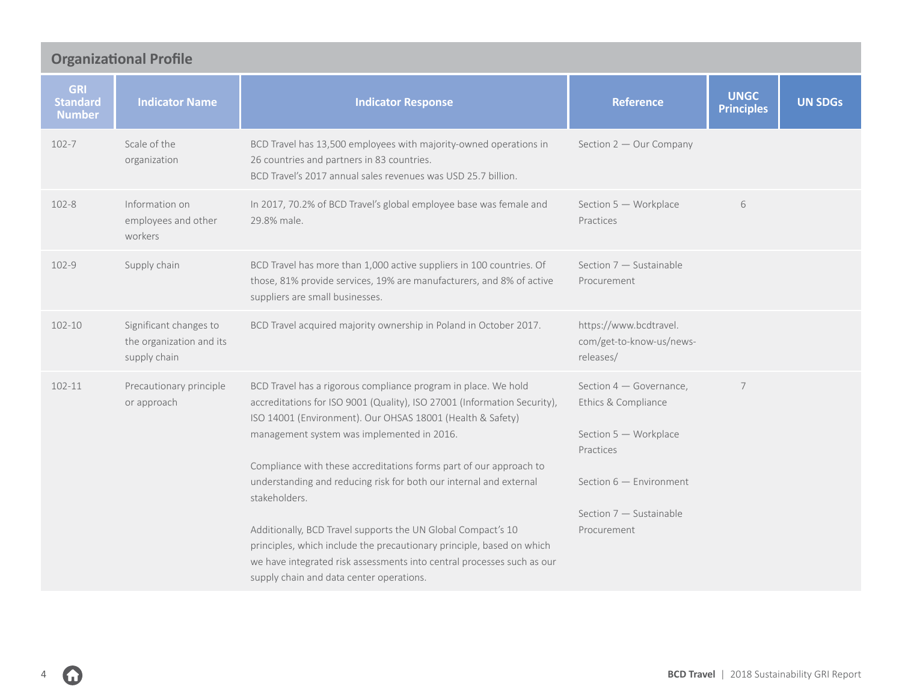## Organizational Profile

| GRI Standard Number | Indicator Name | Indicator Response | Reference | UNGC Principles | UN SDGs |
|---|---|---|---|---|---|
| 102-7 | Scale of the organization | BCD Travel has 13,500 employees with majority-owned operations in 26 countries and partners in 83 countries.<br>BCD Travel's 2017 annual sales revenues was USD 25.7 billion. | Section 2 — Our Company | | |
| 102-8 | Information on employees and other workers | In 2017, 70.2% of BCD Travel's global employee base was female and 29.8% male. | Section 5 — Workplace Practices | 6 | |
| 102-9 | Supply chain | BCD Travel has more than 1,000 active suppliers in 100 countries. Of those, 81% provide services, 19% are manufacturers, and 8% of active suppliers are small businesses. | Section 7 — Sustainable Procurement | | |
| 102-10 | Significant changes to the organization and its supply chain | BCD Travel acquired majority ownership in Poland in October 2017. | https://www.bcdtravel.com/get-to-know-us/news-releases/ | | |
| 102-11 | Precautionary principle or approach | BCD Travel has a rigorous compliance program in place. We hold accreditations for ISO 9001 (Quality), ISO 27001 (Information Security), ISO 14001 (Environment). Our OHSAS 18001 (Health & Safety) management system was implemented in 2016.<br><br>Compliance with these accreditations forms part of our approach to understanding and reducing risk for both our internal and external stakeholders.<br><br>Additionally, BCD Travel supports the UN Global Compact's 10 principles, which include the precautionary principle, based on which we have integrated risk assessments into central processes such as our supply chain and data center operations. | Section 4 — Governance, Ethics & Compliance<br><br>Section 5 — Workplace Practices<br><br>Section 6 — Environment<br><br>Section 7 — Sustainable Procurement | 7 | |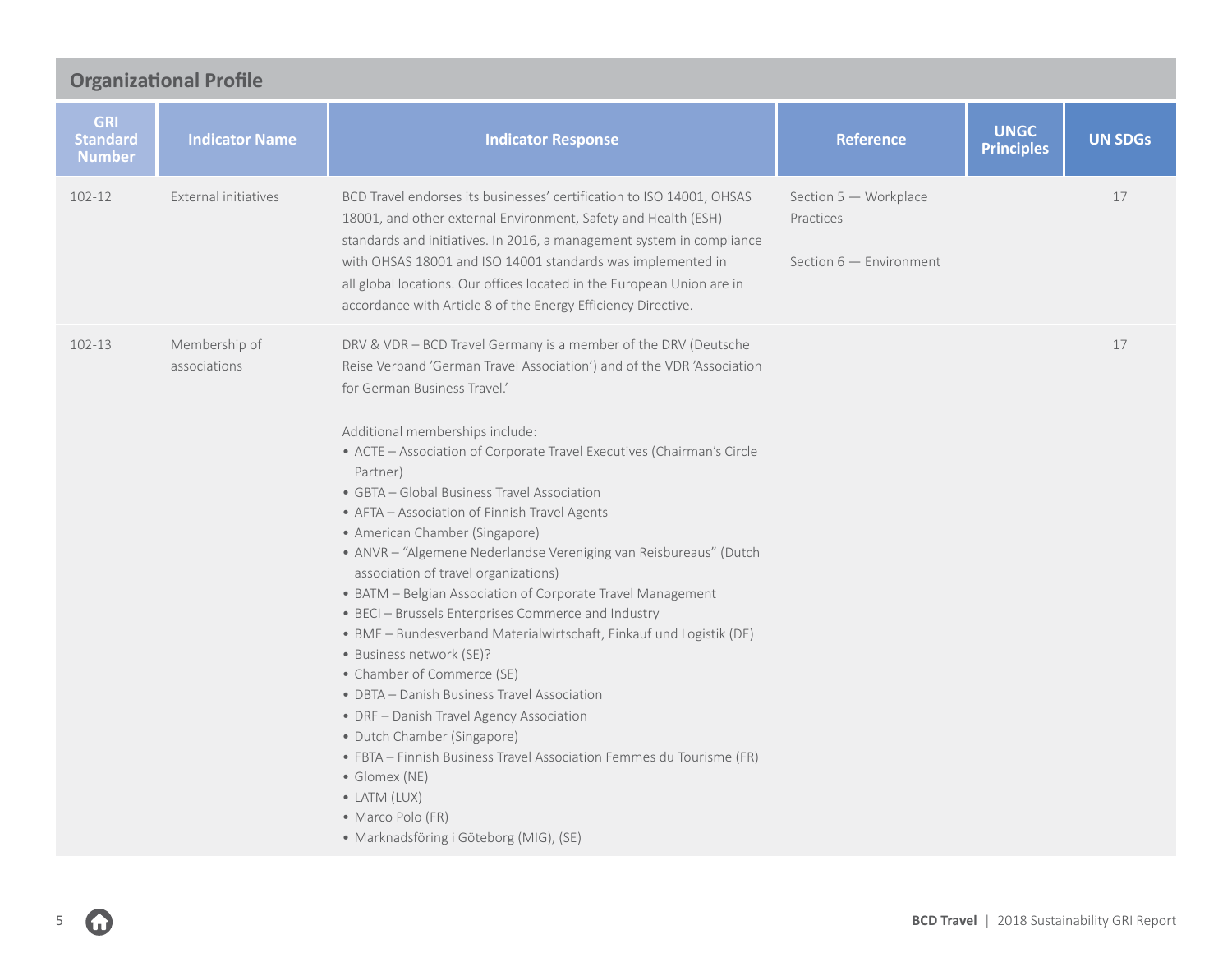## Organizational Profile

| GRI Standard Number | Indicator Name | Indicator Response | Reference | UNGC Principles | UN SDGs |
|---|---|---|---|---|---|
| 102-12 | External initiatives | BCD Travel endorses its businesses' certification to ISO 14001, OHSAS 18001, and other external Environment, Safety and Health (ESH) standards and initiatives. In 2016, a management system in compliance with OHSAS 18001 and ISO 14001 standards was implemented in all global locations. Our offices located in the European Union are in accordance with Article 8 of the Energy Efficiency Directive. | Section 5 — Workplace Practices<br><br>Section 6 — Environment | | 17 |
| 102-13 | Membership of associations | DRV & VDR – BCD Travel Germany is a member of the DRV (Deutsche Reise Verband 'German Travel Association') and of the VDR 'Association for German Business Travel.'<br><br>Additional memberships include:<br>• ACTE – Association of Corporate Travel Executives (Chairman's Circle Partner)<br>• GBTA – Global Business Travel Association<br>• AFTA – Association of Finnish Travel Agents<br>• American Chamber (Singapore)<br>• ANVR – "Algemene Nederlandse Vereniging van Reisbureaus" (Dutch association of travel organizations)<br>• BATM – Belgian Association of Corporate Travel Management<br>• BECI – Brussels Enterprises Commerce and Industry<br>• BME – Bundesverband Materialwirtschaft, Einkauf und Logistik (DE)<br>• Business network (SE)?<br>• Chamber of Commerce (SE)<br>• DBTA – Danish Business Travel Association<br>• DRF – Danish Travel Agency Association<br>• Dutch Chamber (Singapore)<br>• FBTA – Finnish Business Travel Association Femmes du Tourisme (FR)<br>• Glomex (NE)<br>• LATM (LUX)<br>• Marco Polo (FR)<br>• Marknadsföring i Göteborg (MIG), (SE) | | | 17 |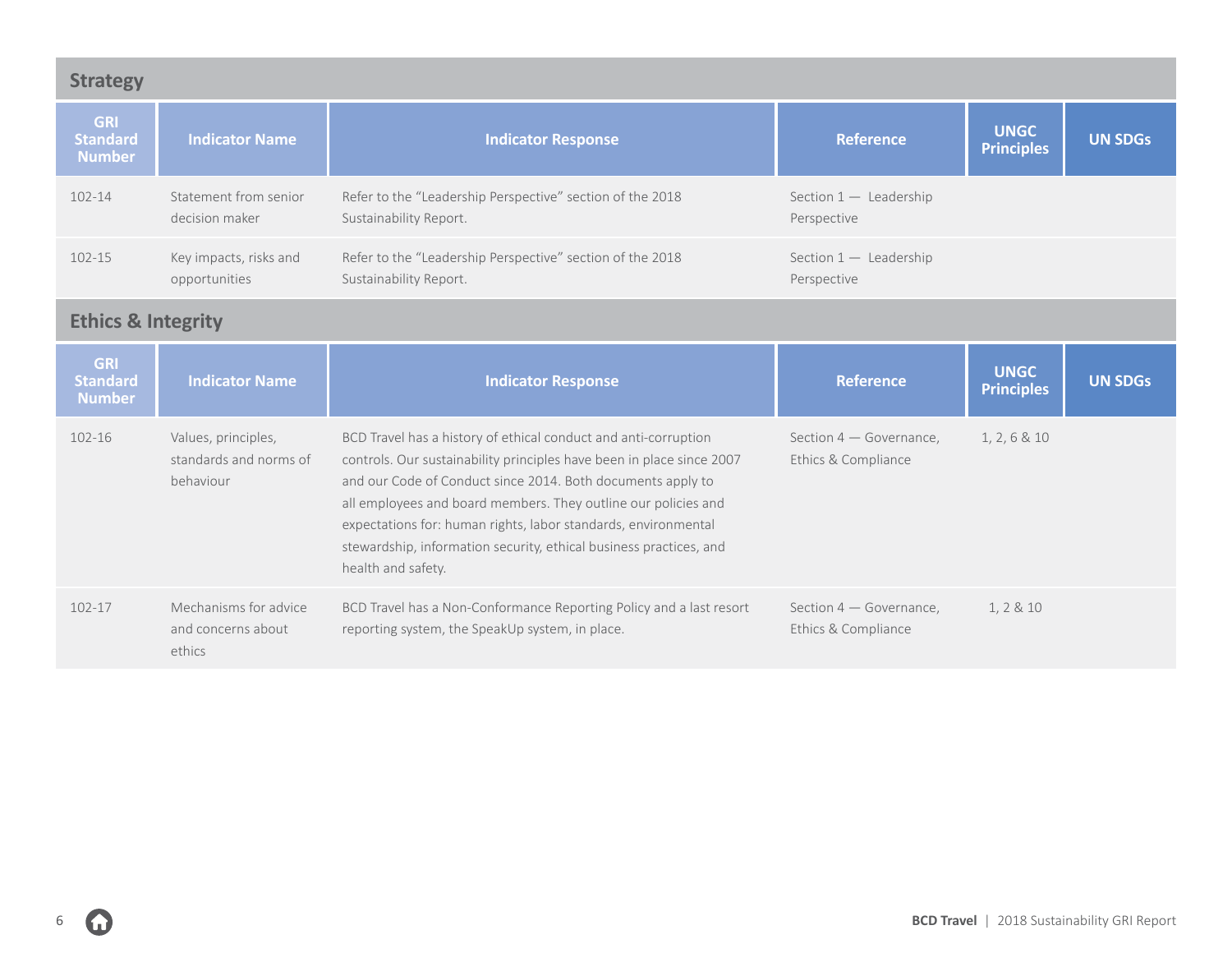## Strategy

| GRI Standard Number | Indicator Name | Indicator Response | Reference | UNGC Principles | UN SDGs |
|---|---|---|---|---|---|
| 102-14 | Statement from senior decision maker | Refer to the "Leadership Perspective" section of the 2018 Sustainability Report. | Section 1 — Leadership Perspective | | |
| 102-15 | Key impacts, risks and opportunities | Refer to the "Leadership Perspective" section of the 2018 Sustainability Report. | Section 1 — Leadership Perspective | | |

## Ethics & Integrity

| GRI Standard Number | Indicator Name | Indicator Response | Reference | UNGC Principles | UN SDGs |
|---|---|---|---|---|---|
| 102-16 | Values, principles, standards and norms of behaviour | BCD Travel has a history of ethical conduct and anti-corruption controls. Our sustainability principles have been in place since 2007 and our Code of Conduct since 2014. Both documents apply to all employees and board members. They outline our policies and expectations for: human rights, labor standards, environmental stewardship, information security, ethical business practices, and health and safety. | Section 4 — Governance, Ethics & Compliance | 1, 2, 6 & 10 | |
| 102-17 | Mechanisms for advice and concerns about ethics | BCD Travel has a Non-Conformance Reporting Policy and a last resort reporting system, the SpeakUp system, in place. | Section 4 — Governance, Ethics & Compliance | 1, 2 & 10 | |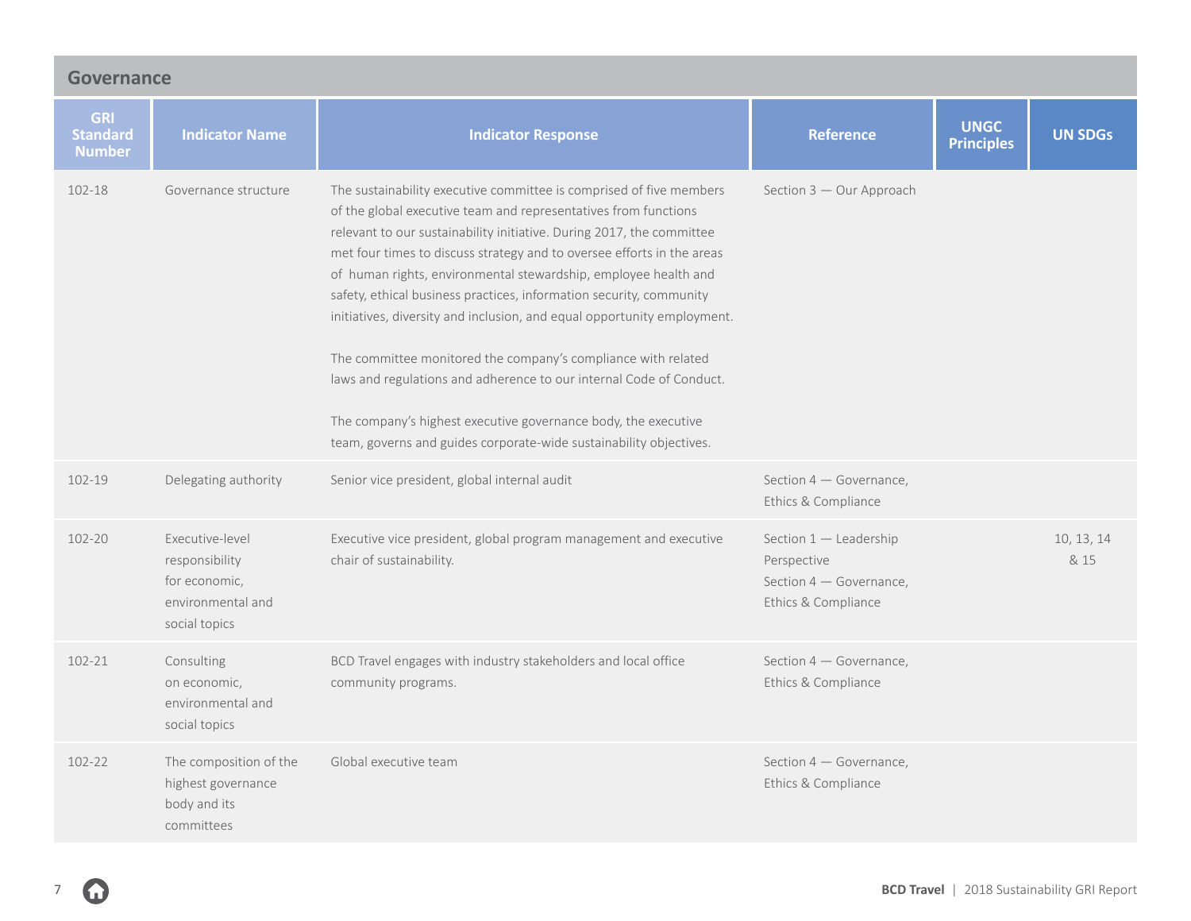## Governance

| GRI Standard Number | Indicator Name | Indicator Response | Reference | UNGC Principles | UN SDGs |
|---|---|---|---|---|---|
| 102-18 | Governance structure | The sustainability executive committee is comprised of five members of the global executive team and representatives from functions relevant to our sustainability initiative. During 2017, the committee met four times to discuss strategy and to oversee efforts in the areas of human rights, environmental stewardship, employee health and safety, ethical business practices, information security, community initiatives, diversity and inclusion, and equal opportunity employment.<br><br>The committee monitored the company's compliance with related laws and regulations and adherence to our internal Code of Conduct.<br><br>The company's highest executive governance body, the executive team, governs and guides corporate-wide sustainability objectives. | Section 3 — Our Approach | | |
| 102-19 | Delegating authority | Senior vice president, global internal audit | Section 4 — Governance, Ethics & Compliance | | |
| 102-20 | Executive-level responsibility for economic, environmental and social topics | Executive vice president, global program management and executive chair of sustainability. | Section 1 — Leadership Perspective<br>Section 4 — Governance, Ethics & Compliance | | 10, 13, 14 & 15 |
| 102-21 | Consulting on economic, environmental and social topics | BCD Travel engages with industry stakeholders and local office community programs. | Section 4 — Governance, Ethics & Compliance | | |
| 102-22 | The composition of the highest governance body and its committees | Global executive team | Section 4 — Governance, Ethics & Compliance | | |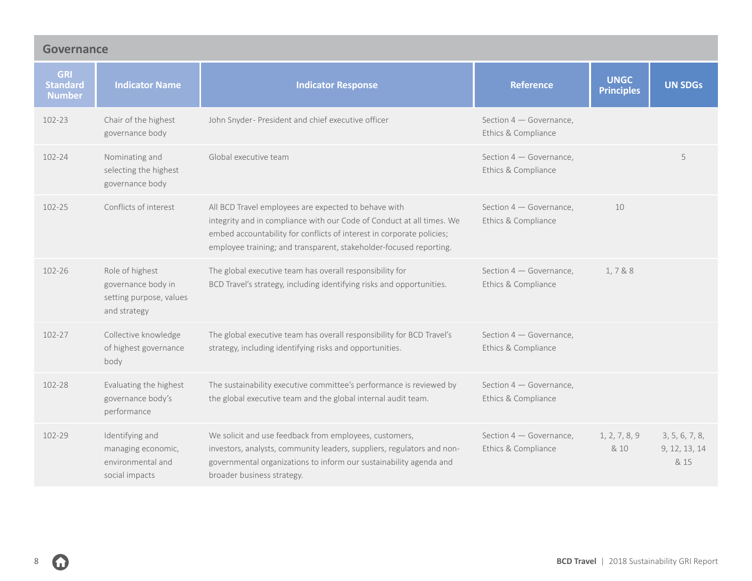## Governance

| GRI Standard Number | Indicator Name | Indicator Response | Reference | UNGC Principles | UN SDGs |
|---|---|---|---|---|---|
| 102-23 | Chair of the highest governance body | John Snyder- President and chief executive officer | Section 4 — Governance, Ethics & Compliance | | |
| 102-24 | Nominating and selecting the highest governance body | Global executive team | Section 4 — Governance, Ethics & Compliance | | 5 |
| 102-25 | Conflicts of interest | All BCD Travel employees are expected to behave with integrity and in compliance with our Code of Conduct at all times. We embed accountability for conflicts of interest in corporate policies; employee training; and transparent, stakeholder-focused reporting. | Section 4 — Governance, Ethics & Compliance | 10 | |
| 102-26 | Role of highest governance body in setting purpose, values and strategy | The global executive team has overall responsibility for BCD Travel's strategy, including identifying risks and opportunities. | Section 4 — Governance, Ethics & Compliance | 1, 7 & 8 | |
| 102-27 | Collective knowledge of highest governance body | The global executive team has overall responsibility for BCD Travel's strategy, including identifying risks and opportunities. | Section 4 — Governance, Ethics & Compliance | | |
| 102-28 | Evaluating the highest governance body's performance | The sustainability executive committee's performance is reviewed by the global executive team and the global internal audit team. | Section 4 — Governance, Ethics & Compliance | | |
| 102-29 | Identifying and managing economic, environmental and social impacts | We solicit and use feedback from employees, customers, investors, analysts, community leaders, suppliers, regulators and non-governmental organizations to inform our sustainability agenda and broader business strategy. | Section 4 — Governance, Ethics & Compliance | 1, 2, 7, 8, 9 & 10 | 3, 5, 6, 7, 8, 9, 12, 13, 14 & 15 |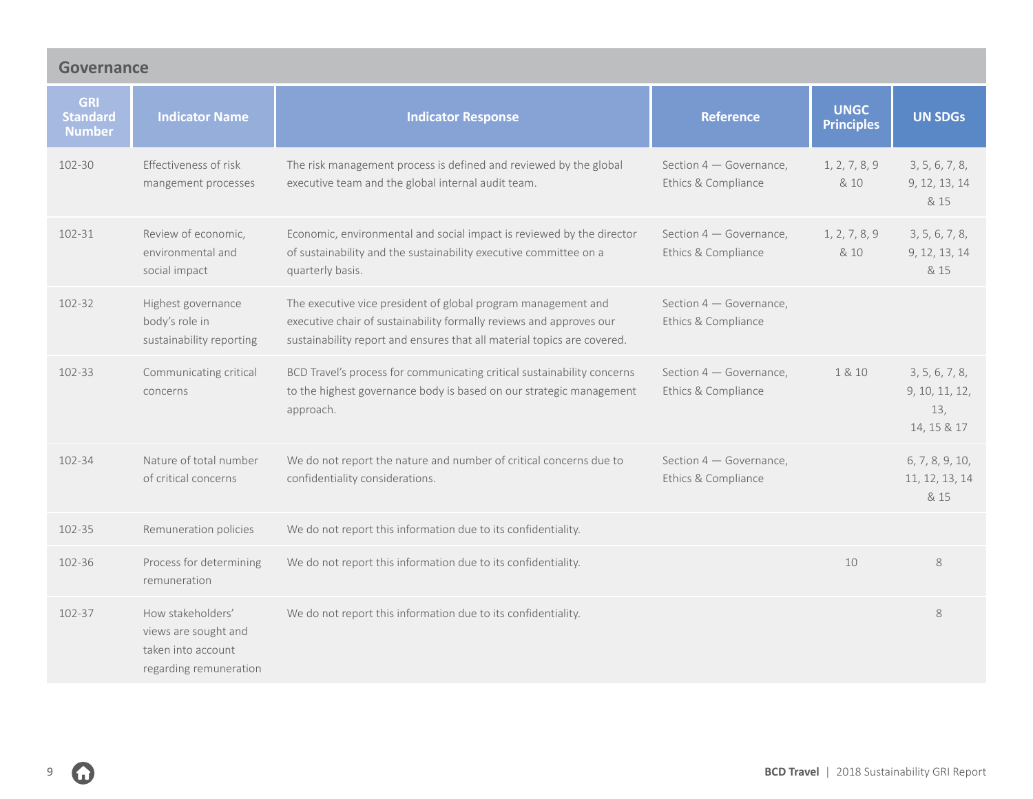## Governance

| GRI Standard Number | Indicator Name | Indicator Response | Reference | UNGC Principles | UN SDGs |
|---|---|---|---|---|---|
| 102-30 | Effectiveness of risk mangement processes | The risk management process is defined and reviewed by the global executive team and the global internal audit team. | Section 4 — Governance, Ethics & Compliance | 1, 2, 7, 8, 9 & 10 | 3, 5, 6, 7, 8, 9, 12, 13, 14 & 15 |
| 102-31 | Review of economic, environmental and social impact | Economic, environmental and social impact is reviewed by the director of sustainability and the sustainability executive committee on a quarterly basis. | Section 4 — Governance, Ethics & Compliance | 1, 2, 7, 8, 9 & 10 | 3, 5, 6, 7, 8, 9, 12, 13, 14 & 15 |
| 102-32 | Highest governance body's role in sustainability reporting | The executive vice president of global program management and executive chair of sustainability formally reviews and approves our sustainability report and ensures that all material topics are covered. | Section 4 — Governance, Ethics & Compliance | | |
| 102-33 | Communicating critical concerns | BCD Travel's process for communicating critical sustainability concerns to the highest governance body is based on our strategic management approach. | Section 4 — Governance, Ethics & Compliance | 1 & 10 | 3, 5, 6, 7, 8, 9, 10, 11, 12, 13, 14, 15 & 17 |
| 102-34 | Nature of total number of critical concerns | We do not report the nature and number of critical concerns due to confidentiality considerations. | Section 4 — Governance, Ethics & Compliance | | 6, 7, 8, 9, 10, 11, 12, 13, 14 & 15 |
| 102-35 | Remuneration policies | We do not report this information due to its confidentiality. | | | |
| 102-36 | Process for determining remuneration | We do not report this information due to its confidentiality. | | 10 | 8 |
| 102-37 | How stakeholders' views are sought and taken into account regarding remuneration | We do not report this information due to its confidentiality. | | | 8 |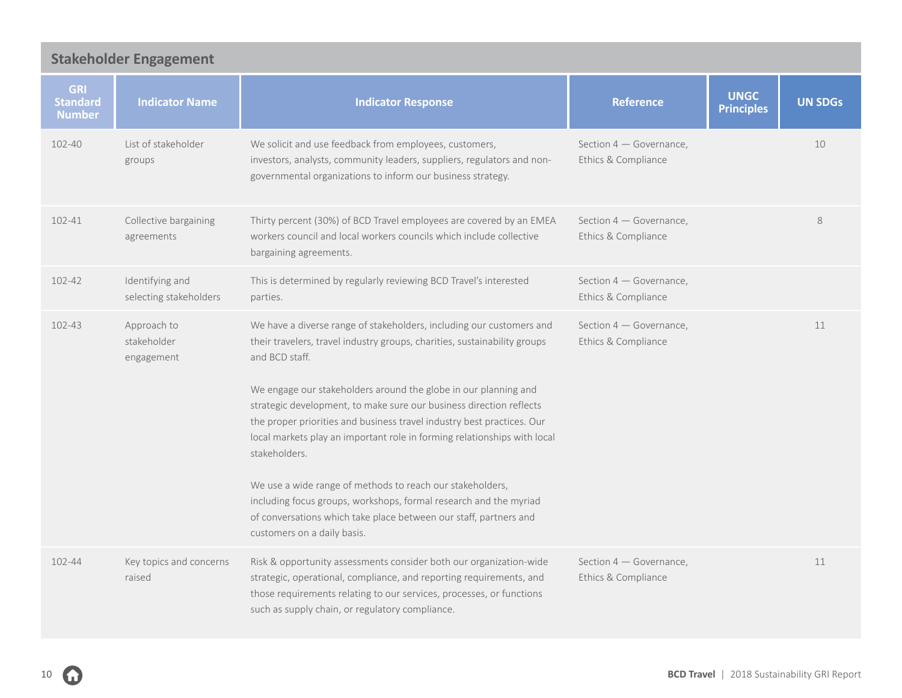## Stakeholder Engagement

| GRI Standard Number | Indicator Name | Indicator Response | Reference | UNGC Principles | UN SDGs |
|---|---|---|---|---|---|
| 102-40 | List of stakeholder groups | We solicit and use feedback from employees, customers, investors, analysts, community leaders, suppliers, regulators and non-governmental organizations to inform our business strategy. | Section 4 — Governance, Ethics & Compliance | | 10 |
| 102-41 | Collective bargaining agreements | Thirty percent (30%) of BCD Travel employees are covered by an EMEA workers council and local workers councils which include collective bargaining agreements. | Section 4 — Governance, Ethics & Compliance | | 8 |
| 102-42 | Identifying and selecting stakeholders | This is determined by regularly reviewing BCD Travel's interested parties. | Section 4 — Governance, Ethics & Compliance | | |
| 102-43 | Approach to stakeholder engagement | We have a diverse range of stakeholders, including our customers and their travelers, travel industry groups, charities, sustainability groups and BCD staff.<br><br>We engage our stakeholders around the globe in our planning and strategic development, to make sure our business direction reflects the proper priorities and business travel industry best practices. Our local markets play an important role in forming relationships with local stakeholders.<br><br>We use a wide range of methods to reach our stakeholders, including focus groups, workshops, formal research and the myriad of conversations which take place between our staff, partners and customers on a daily basis. | Section 4 — Governance, Ethics & Compliance | | 11 |
| 102-44 | Key topics and concerns raised | Risk & opportunity assessments consider both our organization-wide strategic, operational, compliance, and reporting requirements, and those requirements relating to our services, processes, or functions such as supply chain, or regulatory compliance. | Section 4 — Governance, Ethics & Compliance | | 11 |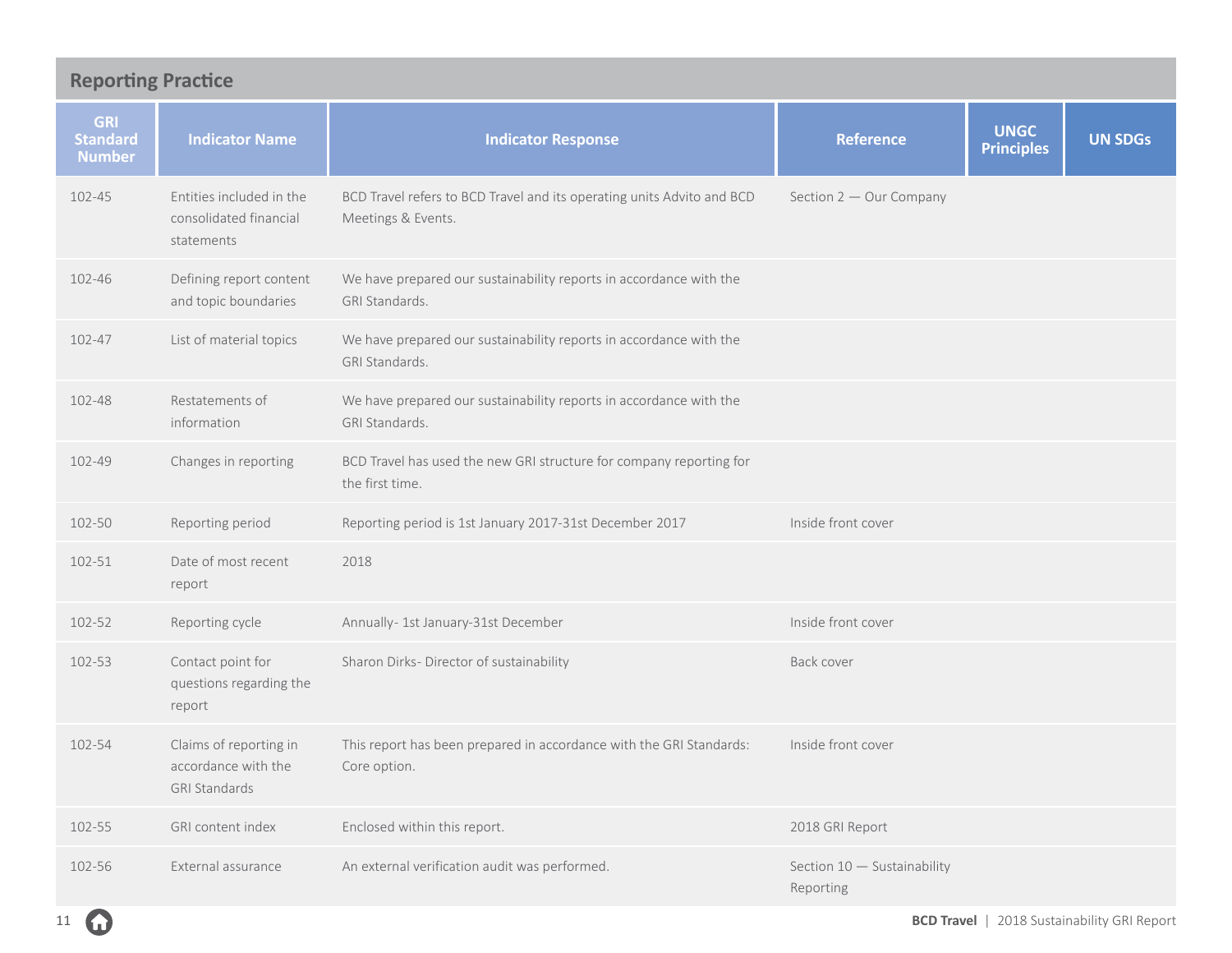## Reporting Practice

| GRI Standard Number | Indicator Name | Indicator Response | Reference | UNGC Principles | UN SDGs |
|---|---|---|---|---|---|
| 102-45 | Entities included in the consolidated financial statements | BCD Travel refers to BCD Travel and its operating units Advito and BCD Meetings & Events. | Section 2 — Our Company | | |
| 102-46 | Defining report content and topic boundaries | We have prepared our sustainability reports in accordance with the GRI Standards. | | | |
| 102-47 | List of material topics | We have prepared our sustainability reports in accordance with the GRI Standards. | | | |
| 102-48 | Restatements of information | We have prepared our sustainability reports in accordance with the GRI Standards. | | | |
| 102-49 | Changes in reporting | BCD Travel has used the new GRI structure for company reporting for the first time. | | | |
| 102-50 | Reporting period | Reporting period is 1st January 2017-31st December 2017 | Inside front cover | | |
| 102-51 | Date of most recent report | 2018 | | | |
| 102-52 | Reporting cycle | Annually- 1st January-31st December | Inside front cover | | |
| 102-53 | Contact point for questions regarding the report | Sharon Dirks- Director of sustainability | Back cover | | |
| 102-54 | Claims of reporting in accordance with the GRI Standards | This report has been prepared in accordance with the GRI Standards: Core option. | Inside front cover | | |
| 102-55 | GRI content index | Enclosed within this report. | 2018 GRI Report | | |
| 102-56 | External assurance | An external verification audit was performed. | Section 10 — Sustainability Reporting | | |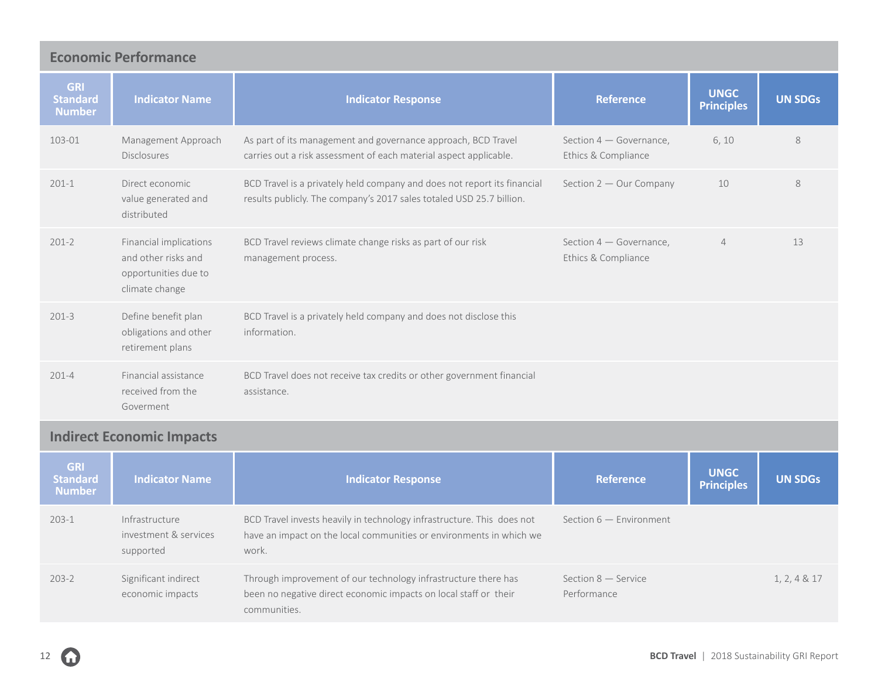## Economic Performance

| GRI Standard Number | Indicator Name | Indicator Response | Reference | UNGC Principles | UN SDGs |
|---|---|---|---|---|---|
| 103-01 | Management Approach Disclosures | As part of its management and governance approach, BCD Travel carries out a risk assessment of each material aspect applicable. | Section 4 — Governance, Ethics & Compliance | 6, 10 | 8 |
| 201-1 | Direct economic value generated and distributed | BCD Travel is a privately held company and does not report its financial results publicly. The company's 2017 sales totaled USD 25.7 billion. | Section 2 — Our Company | 10 | 8 |
| 201-2 | Financial implications and other risks and opportunities due to climate change | BCD Travel reviews climate change risks as part of our risk management process. | Section 4 — Governance, Ethics & Compliance | 4 | 13 |
| 201-3 | Define benefit plan obligations and other retirement plans | BCD Travel is a privately held company and does not disclose this information. | | | |
| 201-4 | Financial assistance received from the Goverment | BCD Travel does not receive tax credits or other government financial assistance. | | | |

## Indirect Economic Impacts

| GRI Standard Number | Indicator Name | Indicator Response | Reference | UNGC Principles | UN SDGs |
|---|---|---|---|---|---|
| 203-1 | Infrastructure investment & services supported | BCD Travel invests heavily in technology infrastructure. This does not have an impact on the local communities or environments in which we work. | Section 6 — Environment | | |
| 203-2 | Significant indirect economic impacts | Through improvement of our technology infrastructure there has been no negative direct economic impacts on local staff or their communities. | Section 8 — Service Performance | | 1, 2, 4 & 17 |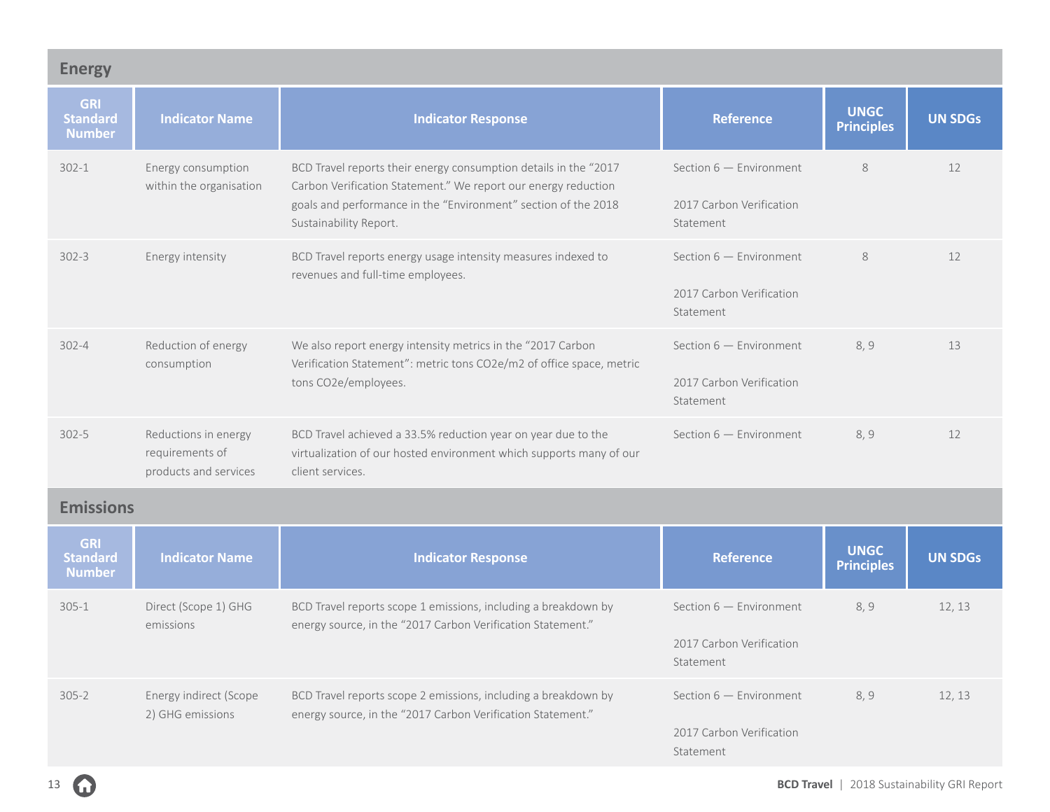## Energy

| GRI Standard Number | Indicator Name | Indicator Response | Reference | UNGC Principles | UN SDGs |
|---|---|---|---|---|---|
| 302-1 | Energy consumption within the organisation | BCD Travel reports their energy consumption details in the "2017 Carbon Verification Statement." We report our energy reduction goals and performance in the "Environment" section of the 2018 Sustainability Report. | Section 6 — Environment<br><br>2017 Carbon Verification Statement | 8 | 12 |
| 302-3 | Energy intensity | BCD Travel reports energy usage intensity measures indexed to revenues and full-time employees. | Section 6 — Environment<br><br>2017 Carbon Verification Statement | 8 | 12 |
| 302-4 | Reduction of energy consumption | We also report energy intensity metrics in the "2017 Carbon Verification Statement": metric tons CO2e/m2 of office space, metric tons CO2e/employees. | Section 6 — Environment<br><br>2017 Carbon Verification Statement | 8, 9 | 13 |
| 302-5 | Reductions in energy requirements of products and services | BCD Travel achieved a 33.5% reduction year on year due to the virtualization of our hosted environment which supports many of our client services. | Section 6 — Environment | 8, 9 | 12 |

## Emissions

| GRI Standard Number | Indicator Name | Indicator Response | Reference | UNGC Principles | UN SDGs |
|---|---|---|---|---|---|
| 305-1 | Direct (Scope 1) GHG emissions | BCD Travel reports scope 1 emissions, including a breakdown by energy source, in the "2017 Carbon Verification Statement." | Section 6 — Environment<br><br>2017 Carbon Verification Statement | 8, 9 | 12, 13 |
| 305-2 | Energy indirect (Scope 2) GHG emissions | BCD Travel reports scope 2 emissions, including a breakdown by energy source, in the "2017 Carbon Verification Statement." | Section 6 — Environment<br><br>2017 Carbon Verification Statement | 8, 9 | 12, 13 |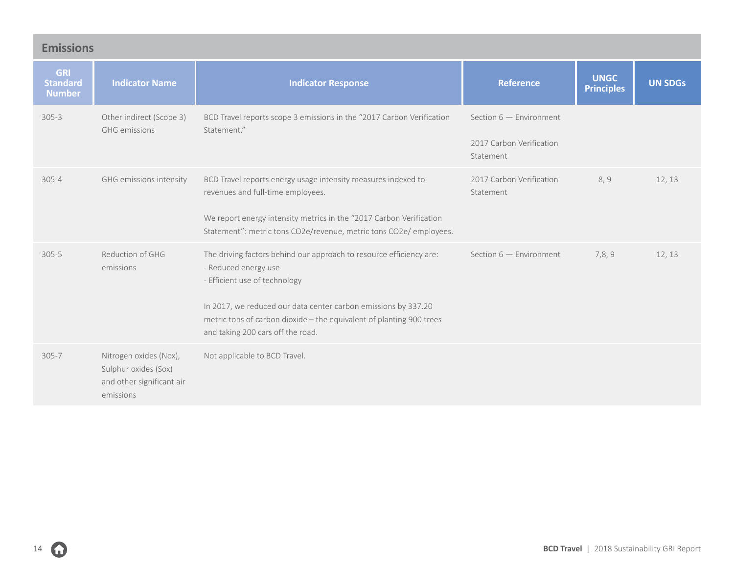## Emissions

| GRI Standard Number | Indicator Name | Indicator Response | Reference | UNGC Principles | UN SDGs |
|---|---|---|---|---|---|
| 305-3 | Other indirect (Scope 3) GHG emissions | BCD Travel reports scope 3 emissions in the "2017 Carbon Verification Statement." | Section 6 — Environment<br><br>2017 Carbon Verification Statement | | |
| 305-4 | GHG emissions intensity | BCD Travel reports energy usage intensity measures indexed to revenues and full-time employees.<br><br>We report energy intensity metrics in the "2017 Carbon Verification Statement": metric tons $CO_2e$/revenue, metric tons $CO_2e$/ employees. | 2017 Carbon Verification Statement | 8, 9 | 12, 13 |
| 305-5 | Reduction of GHG emissions | The driving factors behind our approach to resource efficiency are:<br>- Reduced energy use<br>- Efficient use of technology<br><br>In 2017, we reduced our data center carbon emissions by 337.20 metric tons of carbon dioxide – the equivalent of planting 900 trees and taking 200 cars off the road. | Section 6 — Environment | 7,8, 9 | 12, 13 |
| 305-7 | Nitrogen oxides (Nox), Sulphur oxides (Sox) and other significant air emissions | Not applicable to BCD Travel. | | | |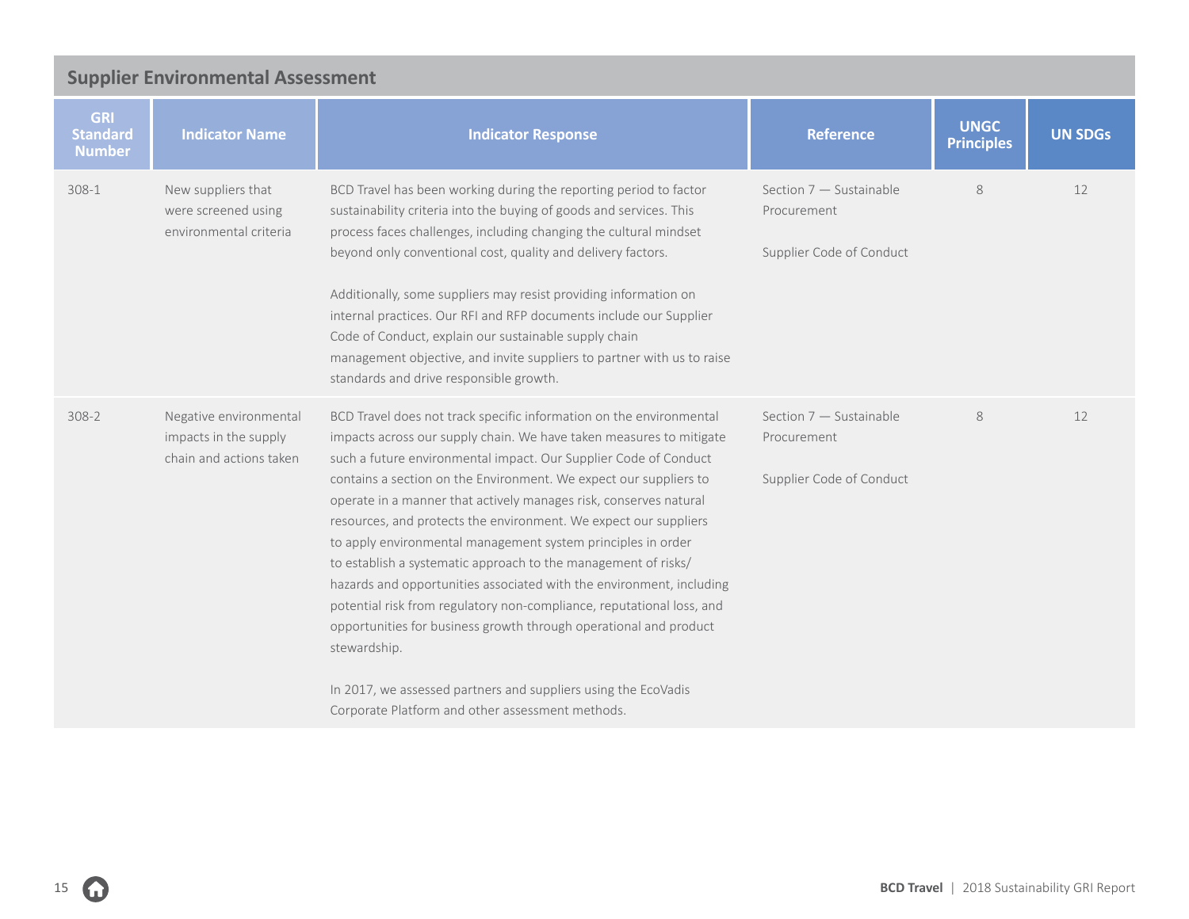## Supplier Environmental Assessment

| GRI Standard Number | Indicator Name | Indicator Response | Reference | UNGC Principles | UN SDGs |
|---|---|---|---|---|---|
| 308-1 | New suppliers that were screened using environmental criteria | BCD Travel has been working during the reporting period to factor sustainability criteria into the buying of goods and services. This process faces challenges, including changing the cultural mindset beyond only conventional cost, quality and delivery factors.<br><br>Additionally, some suppliers may resist providing information on internal practices. Our RFI and RFP documents include our Supplier Code of Conduct, explain our sustainable supply chain management objective, and invite suppliers to partner with us to raise standards and drive responsible growth. | Section 7 — Sustainable Procurement<br><br>Supplier Code of Conduct | 8 | 12 |
| 308-2 | Negative environmental impacts in the supply chain and actions taken | BCD Travel does not track specific information on the environmental impacts across our supply chain. We have taken measures to mitigate such a future environmental impact. Our Supplier Code of Conduct contains a section on the Environment. We expect our suppliers to operate in a manner that actively manages risk, conserves natural resources, and protects the environment. We expect our suppliers to apply environmental management system principles in order to establish a systematic approach to the management of risks/hazards and opportunities associated with the environment, including potential risk from regulatory non-compliance, reputational loss, and opportunities for business growth through operational and product stewardship.<br><br>In 2017, we assessed partners and suppliers using the EcoVadis Corporate Platform and other assessment methods. | Section 7 — Sustainable Procurement<br><br>Supplier Code of Conduct | 8 | 12 |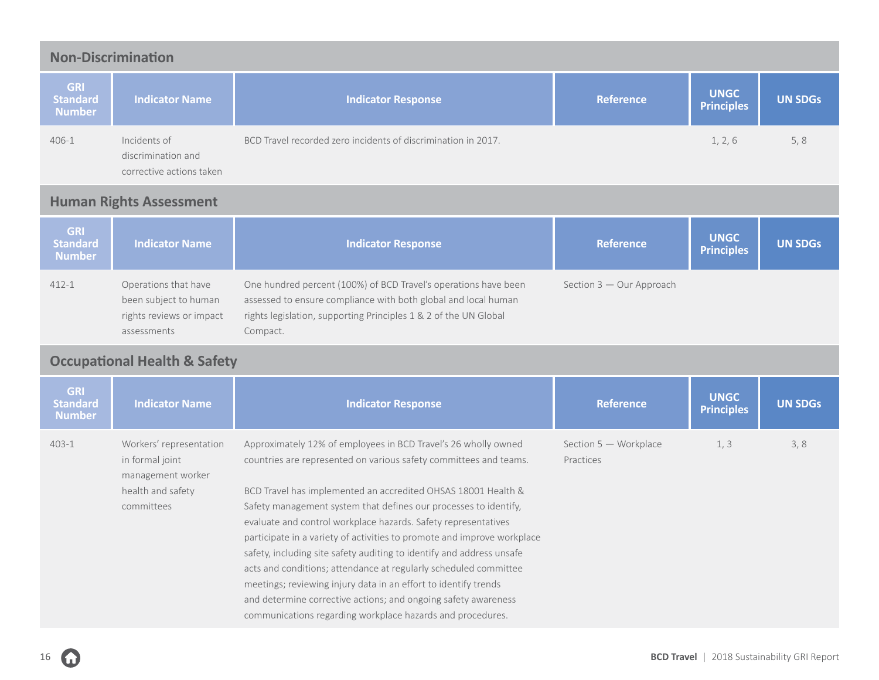## Non-Discrimination

| GRI Standard Number | Indicator Name | Indicator Response | Reference | UNGC Principles | UN SDGs |
|---|---|---|---|---|---|
| 406-1 | Incidents of discrimination and corrective actions taken | BCD Travel recorded zero incidents of discrimination in 2017. | | 1, 2, 6 | 5, 8 |

## Human Rights Assessment

| GRI Standard Number | Indicator Name | Indicator Response | Reference | UNGC Principles | UN SDGs |
|---|---|---|---|---|---|
| 412-1 | Operations that have been subject to human rights reviews or impact assessments | One hundred percent (100%) of BCD Travel's operations have been assessed to ensure compliance with both global and local human rights legislation, supporting Principles 1 & 2 of the UN Global Compact. | Section 3 — Our Approach | | |

## Occupational Health & Safety

| GRI Standard Number | Indicator Name | Indicator Response | Reference | UNGC Principles | UN SDGs |
|---|---|---|---|---|---|
| 403-1 | Workers' representation in formal joint management worker health and safety committees | Approximately 12% of employees in BCD Travel's 26 wholly owned countries are represented on various safety committees and teams.<br><br>BCD Travel has implemented an accredited OHSAS 18001 Health & Safety management system that defines our processes to identify, evaluate and control workplace hazards. Safety representatives participate in a variety of activities to promote and improve workplace safety, including site safety auditing to identify and address unsafe acts and conditions; attendance at regularly scheduled committee meetings; reviewing injury data in an effort to identify trends and determine corrective actions; and ongoing safety awareness communications regarding workplace hazards and procedures. | Section 5 — Workplace Practices | 1, 3 | 3, 8 |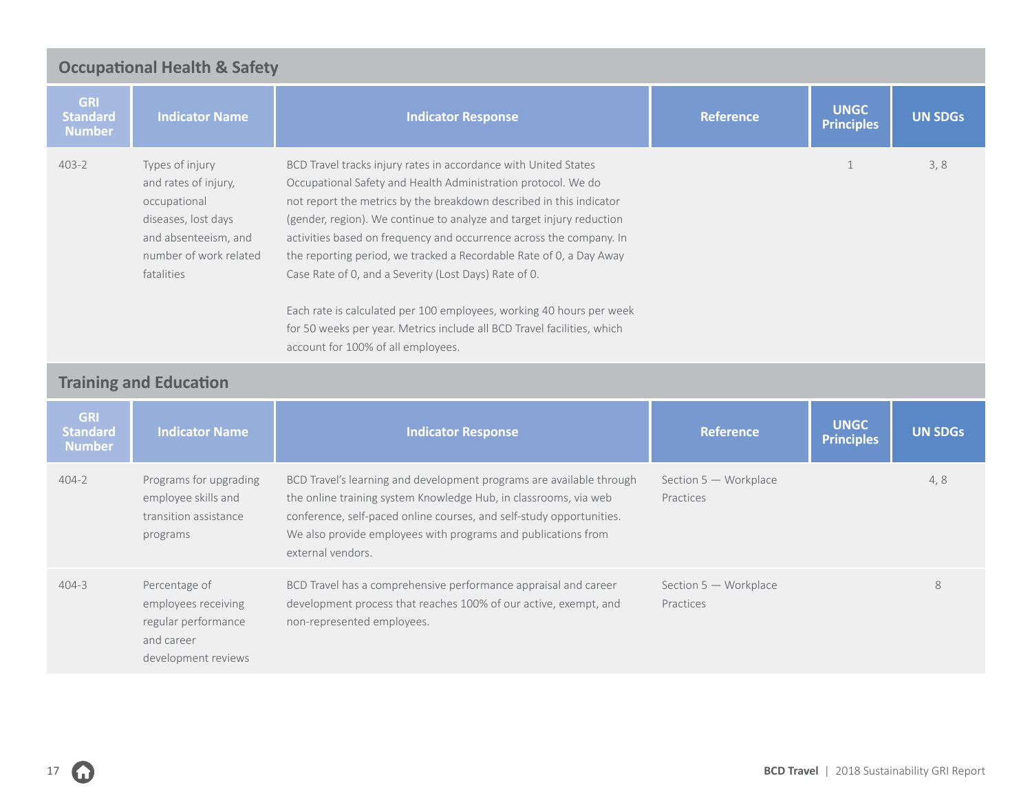## Occupational Health & Safety

| GRI Standard Number | Indicator Name | Indicator Response | Reference | UNGC Principles | UN SDGs |
|---|---|---|---|---|---|
| 403-2 | Types of injury and rates of injury, occupational diseases, lost days and absenteeism, and number of work related fatalities | BCD Travel tracks injury rates in accordance with United States Occupational Safety and Health Administration protocol. We do not report the metrics by the breakdown described in this indicator (gender, region). We continue to analyze and target injury reduction activities based on frequency and occurrence across the company. In the reporting period, we tracked a Recordable Rate of 0, a Day Away Case Rate of 0, and a Severity (Lost Days) Rate of 0.<br><br>Each rate is calculated per 100 employees, working 40 hours per week for 50 weeks per year. Metrics include all BCD Travel facilities, which account for 100% of all employees. | | 1 | 3, 8 |

## Training and Education

| GRI Standard Number | Indicator Name | Indicator Response | Reference | UNGC Principles | UN SDGs |
|---|---|---|---|---|---|
| 404-2 | Programs for upgrading employee skills and transition assistance programs | BCD Travel's learning and development programs are available through the online training system Knowledge Hub, in classrooms, via web conference, self-paced online courses, and self-study opportunities. We also provide employees with programs and publications from external vendors. | Section 5 — Workplace Practices | | 4, 8 |
| 404-3 | Percentage of employees receiving regular performance and career development reviews | BCD Travel has a comprehensive performance appraisal and career development process that reaches 100% of our active, exempt, and non-represented employees. | Section 5 — Workplace Practices | | 8 |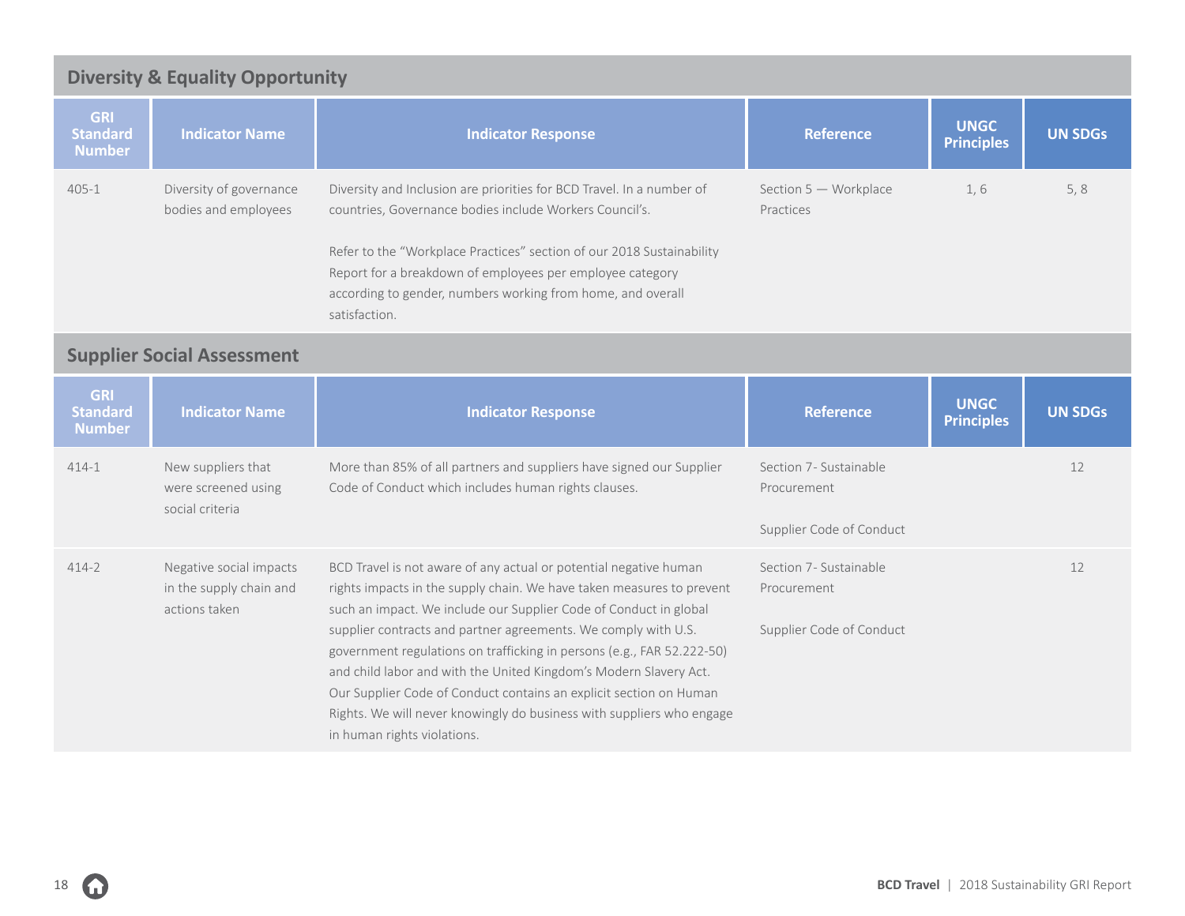## Diversity & Equality Opportunity

| GRI Standard Number | Indicator Name | Indicator Response | Reference | UNGC Principles | UN SDGs |
|---|---|---|---|---|---|
| 405-1 | Diversity of governance bodies and employees | Diversity and Inclusion are priorities for BCD Travel. In a number of countries, Governance bodies include Workers Council's.<br><br>Refer to the "Workplace Practices" section of our 2018 Sustainability Report for a breakdown of employees per employee category according to gender, numbers working from home, and overall satisfaction. | Section 5 — Workplace Practices | 1, 6 | 5, 8 |

## Supplier Social Assessment

| GRI Standard Number | Indicator Name | Indicator Response | Reference | UNGC Principles | UN SDGs |
|---|---|---|---|---|---|
| 414-1 | New suppliers that were screened using social criteria | More than 85% of all partners and suppliers have signed our Supplier Code of Conduct which includes human rights clauses. | Section 7- Sustainable Procurement<br><br>Supplier Code of Conduct | | 12 |
| 414-2 | Negative social impacts in the supply chain and actions taken | BCD Travel is not aware of any actual or potential negative human rights impacts in the supply chain. We have taken measures to prevent such an impact. We include our Supplier Code of Conduct in global supplier contracts and partner agreements. We comply with U.S. government regulations on trafficking in persons (e.g., FAR 52.222-50) and child labor and with the United Kingdom's Modern Slavery Act. Our Supplier Code of Conduct contains an explicit section on Human Rights. We will never knowingly do business with suppliers who engage in human rights violations. | Section 7- Sustainable Procurement<br><br>Supplier Code of Conduct | | 12 |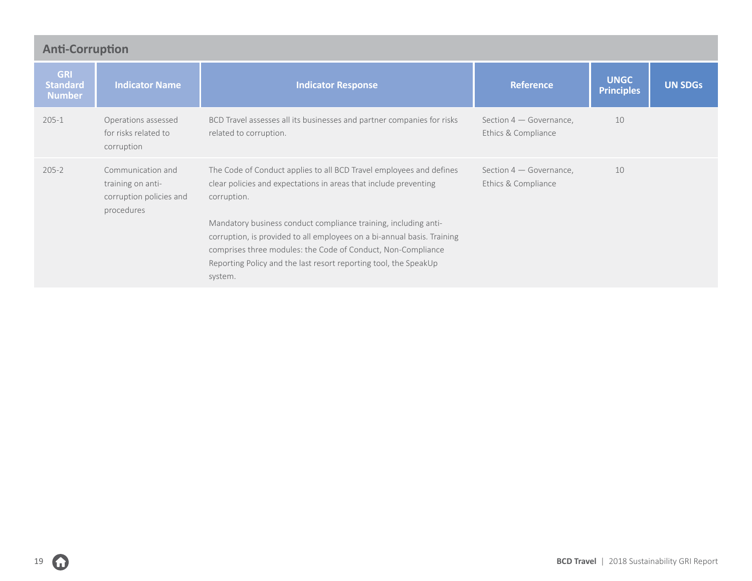## Anti-Corruption

| GRI Standard Number | Indicator Name | Indicator Response | Reference | UNGC Principles | UN SDGs |
|---|---|---|---|---|---|
| 205-1 | Operations assessed for risks related to corruption | BCD Travel assesses all its businesses and partner companies for risks related to corruption. | Section 4 — Governance, Ethics & Compliance | 10 | |
| 205-2 | Communication and training on anti-corruption policies and procedures | The Code of Conduct applies to all BCD Travel employees and defines clear policies and expectations in areas that include preventing corruption.<br><br>Mandatory business conduct compliance training, including anti-corruption, is provided to all employees on a bi-annual basis. Training comprises three modules: the Code of Conduct, Non-Compliance Reporting Policy and the last resort reporting tool, the SpeakUp system. | Section 4 — Governance, Ethics & Compliance | 10 | |